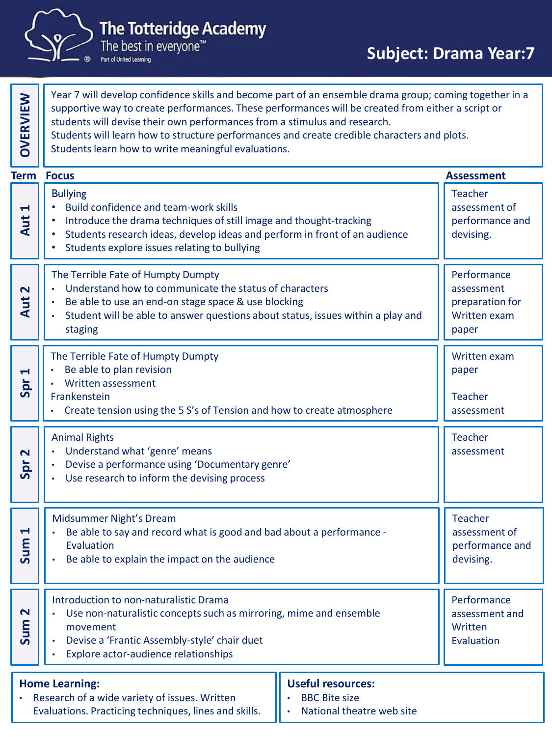# The Totteridge Academy

The best in everyone™

Part of United Learning

## Subject: Drama Year:7

**OVERVIEW**

Year 7 will develop confidence skills and become part of an ensemble drama group; coming together in a supportive way to create performances. These performances will be created from either a script or students will devise their own performances from a stimulus and research.
Students will learn how to structure performances and create credible characters and plots.
Students learn how to write meaningful evaluations.

| Term | Focus | Assessment |
|---|---|---|
| Aut 1 | Bullying<br>• Build confidence and team-work skills<br>• Introduce the drama techniques of still image and thought-tracking<br>• Students research ideas, develop ideas and perform in front of an audience<br>• Students explore issues relating to bullying | Teacher assessment of performance and devising. |
| Aut 2 | The Terrible Fate of Humpty Dumpty<br>• Understand how to communicate the status of characters<br>• Be able to use an end-on stage space & use blocking<br>• Student will be able to answer questions about status, issues within a play and staging | Performance assessment preparation for Written exam paper |
| Spr 1 | The Terrible Fate of Humpty Dumpty<br>• Be able to plan revision<br>• Written assessment<br>Frankenstein<br>• Create tension using the 5 S's of Tension and how to create atmosphere | Written exam paper<br><br>Teacher assessment |
| Spr 2 | Animal Rights<br>• Understand what 'genre' means<br>• Devise a performance using 'Documentary genre'<br>• Use research to inform the devising process | Teacher assessment |
| Sum 1 | Midsummer Night's Dream<br>• Be able to say and record what is good and bad about a performance - Evaluation<br>• Be able to explain the impact on the audience | Teacher assessment of performance and devising. |
| Sum 2 | Introduction to non-naturalistic Drama<br>• Use non-naturalistic concepts such as mirroring, mime and ensemble movement<br>• Devise a 'Frantic Assembly-style' chair duet<br>• Explore actor-audience relationships | Performance assessment and Written Evaluation |

**Home Learning:**

- Research of a wide variety of issues. Written Evaluations. Practicing techniques, lines and skills.

**Useful resources:**

- BBC Bite size
- National theatre web site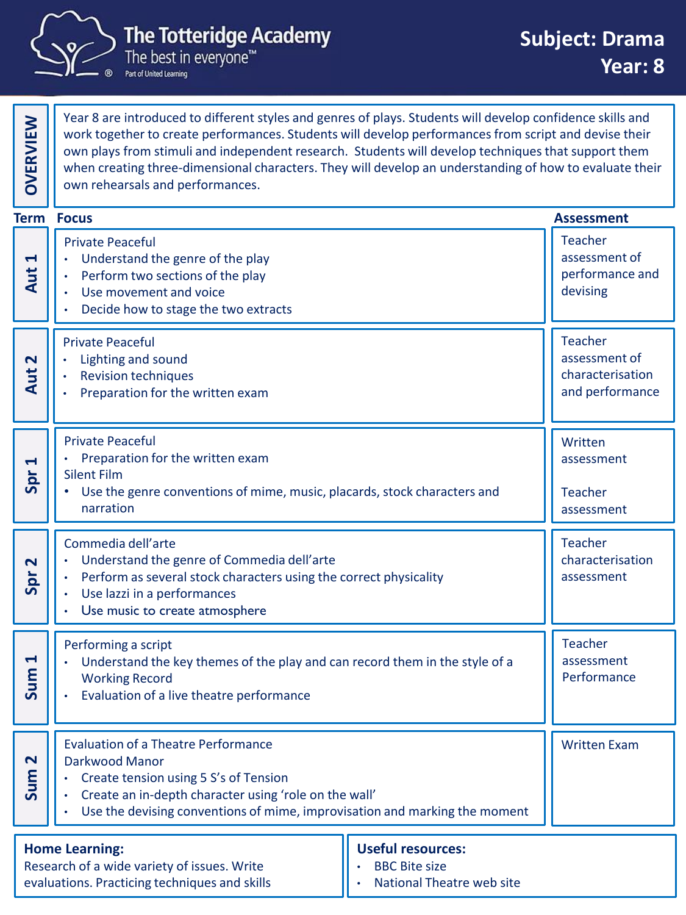# The Totteridge Academy

The best in everyone™

Part of United Learning

## Subject: Drama
## Year: 8

**OVERVIEW**

Year 8 are introduced to different styles and genres of plays. Students will develop confidence skills and work together to create performances. Students will develop performances from script and devise their own plays from stimuli and independent research. Students will develop techniques that support them when creating three-dimensional characters. They will develop an understanding of how to evaluate their own rehearsals and performances.

| Term | Focus | Assessment |
|---|---|---|
| Aut 1 | Private Peaceful<br>• Understand the genre of the play<br>• Perform two sections of the play<br>• Use movement and voice<br>• Decide how to stage the two extracts | Teacher assessment of performance and devising |
| Aut 2 | Private Peaceful<br>• Lighting and sound<br>• Revision techniques<br>• Preparation for the written exam | Teacher assessment of characterisation and performance |
| Spr 1 | Private Peaceful<br>• Preparation for the written exam<br>Silent Film<br>• Use the genre conventions of mime, music, placards, stock characters and narration | Written assessment<br><br>Teacher assessment |
| Spr 2 | Commedia dell'arte<br>• Understand the genre of Commedia dell'arte<br>• Perform as several stock characters using the correct physicality<br>• Use lazzi in a performances<br>• Use music to create atmosphere | Teacher characterisation assessment |
| Sum 1 | Performing a script<br>• Understand the key themes of the play and can record them in the style of a Working Record<br>• Evaluation of a live theatre performance | Teacher assessment Performance |
| Sum 2 | Evaluation of a Theatre Performance<br>Darkwood Manor<br>• Create tension using 5 S's of Tension<br>• Create an in-depth character using 'role on the wall'<br>• Use the devising conventions of mime, improvisation and marking the moment | Written Exam |

**Home Learning:**
Research of a wide variety of issues. Write evaluations. Practicing techniques and skills

**Useful resources:**
- BBC Bite size
- National Theatre web site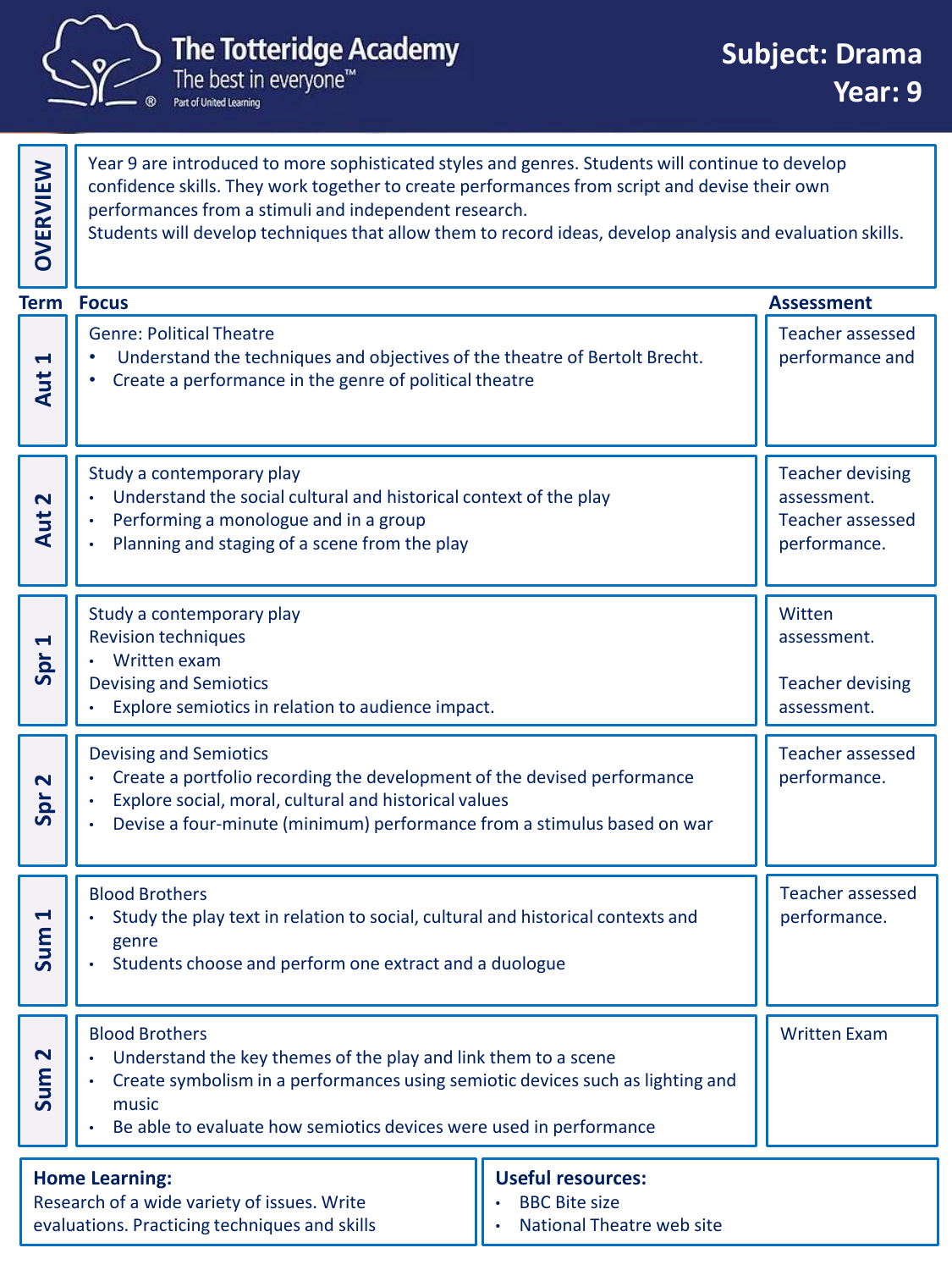# The Totteridge Academy

The best in everyone™

Part of United Learning

## Subject: Drama
## Year: 9

**OVERVIEW**

Year 9 are introduced to more sophisticated styles and genres. Students will continue to develop confidence skills. They work together to create performances from script and devise their own performances from a stimuli and independent research.
Students will develop techniques that allow them to record ideas, develop analysis and evaluation skills.

| Term | Focus | Assessment |
|---|---|---|
| Aut 1 | Genre: Political Theatre<br>• Understand the techniques and objectives of the theatre of Bertolt Brecht.<br>• Create a performance in the genre of political theatre | Teacher assessed performance and |
| Aut 2 | Study a contemporary play<br>• Understand the social cultural and historical context of the play<br>• Performing a monologue and in a group<br>• Planning and staging of a scene from the play | Teacher devising assessment.<br>Teacher assessed performance. |
| Spr 1 | Study a contemporary play<br>Revision techniques<br>• Written exam<br>Devising and Semiotics<br>• Explore semiotics in relation to audience impact. | Witten assessment.<br><br>Teacher devising assessment. |
| Spr 2 | Devising and Semiotics<br>• Create a portfolio recording the development of the devised performance<br>• Explore social, moral, cultural and historical values<br>• Devise a four-minute (minimum) performance from a stimulus based on war | Teacher assessed performance. |
| Sum 1 | Blood Brothers<br>• Study the play text in relation to social, cultural and historical contexts and genre<br>• Students choose and perform one extract and a duologue | Teacher assessed performance. |
| Sum 2 | Blood Brothers<br>• Understand the key themes of the play and link them to a scene<br>• Create symbolism in a performances using semiotic devices such as lighting and music<br>• Be able to evaluate how semiotics devices were used in performance | Written Exam |

**Home Learning:**
Research of a wide variety of issues. Write evaluations. Practicing techniques and skills

**Useful resources:**
- BBC Bite size
- National Theatre web site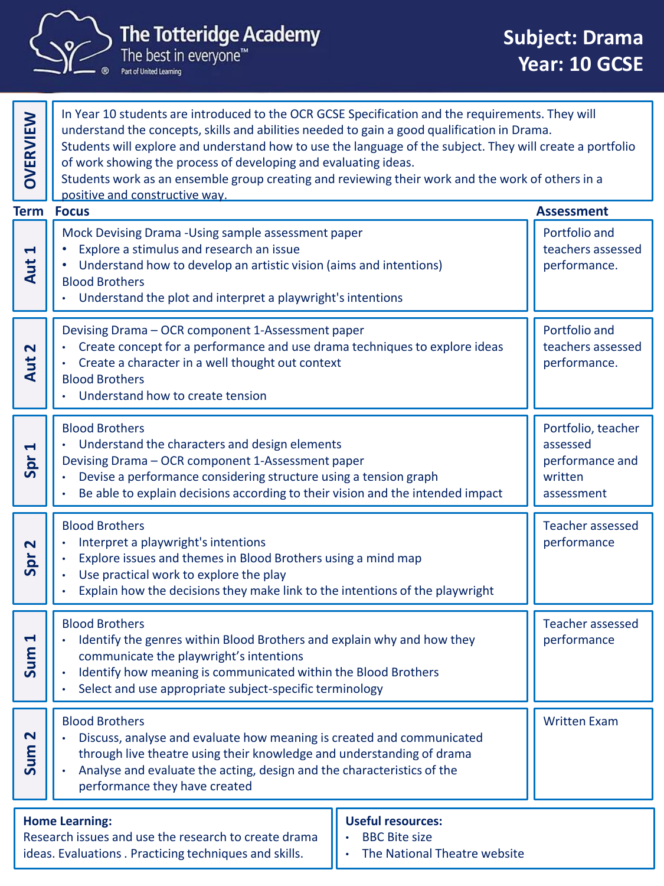# The Totteridge Academy

The best in everyone™

Part of United Learning

## Subject: Drama
## Year: 10 GCSE

**OVERVIEW**

In Year 10 students are introduced to the OCR GCSE Specification and the requirements. They will understand the concepts, skills and abilities needed to gain a good qualification in Drama.
Students will explore and understand how to use the language of the subject. They will create a portfolio of work showing the process of developing and evaluating ideas.
Students work as an ensemble group creating and reviewing their work and the work of others in a positive and constructive way.

| Term | Focus | Assessment |
|---|---|---|
| Aut 1 | Mock Devising Drama -Using sample assessment paper<br>• Explore a stimulus and research an issue<br>• Understand how to develop an artistic vision (aims and intentions)<br>Blood Brothers<br>• Understand the plot and interpret a playwright's intentions | Portfolio and teachers assessed performance. |
| Aut 2 | Devising Drama – OCR component 1-Assessment paper<br>• Create concept for a performance and use drama techniques to explore ideas<br>• Create a character in a well thought out context<br>Blood Brothers<br>• Understand how to create tension | Portfolio and teachers assessed performance. |
| Spr 1 | Blood Brothers<br>• Understand the characters and design elements<br>Devising Drama – OCR component 1-Assessment paper<br>• Devise a performance considering structure using a tension graph<br>• Be able to explain decisions according to their vision and the intended impact | Portfolio, teacher assessed performance and written assessment |
| Spr 2 | Blood Brothers<br>• Interpret a playwright's intentions<br>• Explore issues and themes in Blood Brothers using a mind map<br>• Use practical work to explore the play<br>• Explain how the decisions they make link to the intentions of the playwright | Teacher assessed performance |
| Sum 1 | Blood Brothers<br>• Identify the genres within Blood Brothers and explain why and how they communicate the playwright's intentions<br>• Identify how meaning is communicated within the Blood Brothers<br>• Select and use appropriate subject-specific terminology | Teacher assessed performance |
| Sum 2 | Blood Brothers<br>• Discuss, analyse and evaluate how meaning is created and communicated through live theatre using their knowledge and understanding of drama<br>• Analyse and evaluate the acting, design and the characteristics of the performance they have created | Written Exam |

**Home Learning:**
Research issues and use the research to create drama ideas. Evaluations . Practicing techniques and skills.

**Useful resources:**
- BBC Bite size
- The National Theatre website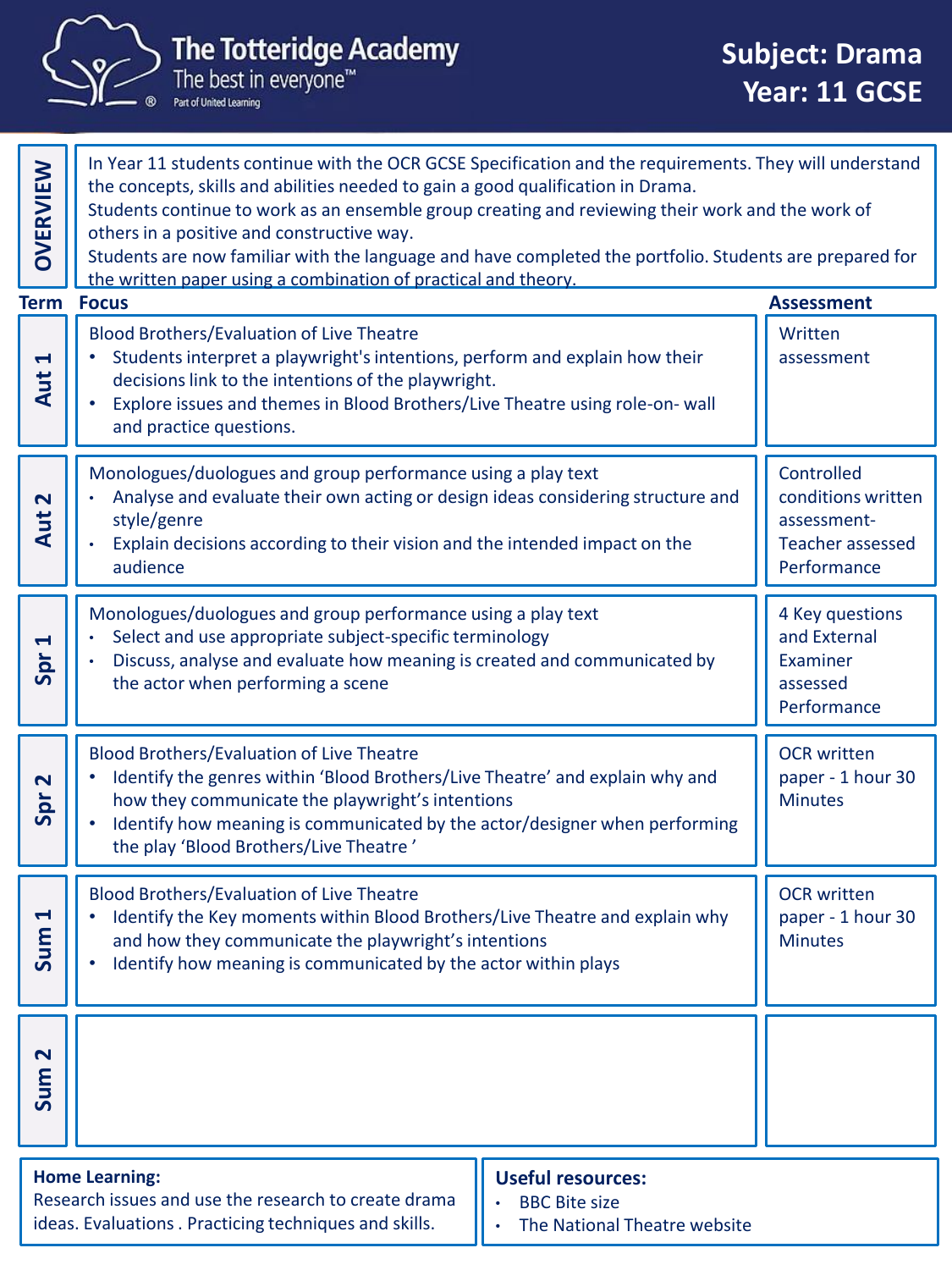# The Totteridge Academy

The best in everyone™

Part of United Learning

## Subject: Drama
## Year: 11 GCSE

**OVERVIEW**

In Year 11 students continue with the OCR GCSE Specification and the requirements. They will understand the concepts, skills and abilities needed to gain a good qualification in Drama.
Students continue to work as an ensemble group creating and reviewing their work and the work of others in a positive and constructive way.
Students are now familiar with the language and have completed the portfolio. Students are prepared for the written paper using a combination of practical and theory.

| Term | Focus | Assessment |
|---|---|---|
| Aut 1 | Blood Brothers/Evaluation of Live Theatre<br>• Students interpret a playwright's intentions, perform and explain how their decisions link to the intentions of the playwright.<br>• Explore issues and themes in Blood Brothers/Live Theatre using role-on- wall and practice questions. | Written assessment |
| Aut 2 | Monologues/duologues and group performance using a play text<br>• Analyse and evaluate their own acting or design ideas considering structure and style/genre<br>• Explain decisions according to their vision and the intended impact on the audience | Controlled conditions written assessment- Teacher assessed Performance |
| Spr 1 | Monologues/duologues and group performance using a play text<br>• Select and use appropriate subject-specific terminology<br>• Discuss, analyse and evaluate how meaning is created and communicated by the actor when performing a scene | 4 Key questions and External Examiner assessed Performance |
| Spr 2 | Blood Brothers/Evaluation of Live Theatre<br>• Identify the genres within 'Blood Brothers/Live Theatre' and explain why and how they communicate the playwright's intentions<br>• Identify how meaning is communicated by the actor/designer when performing the play 'Blood Brothers/Live Theatre ' | OCR written paper - 1 hour 30 Minutes |
| Sum 1 | Blood Brothers/Evaluation of Live Theatre<br>• Identify the Key moments within Blood Brothers/Live Theatre and explain why and how they communicate the playwright's intentions<br>• Identify how meaning is communicated by the actor within plays | OCR written paper - 1 hour 30 Minutes |
| Sum 2 | | |

**Home Learning:**
Research issues and use the research to create drama ideas. Evaluations . Practicing techniques and skills.

**Useful resources:**
- BBC Bite size
- The National Theatre website